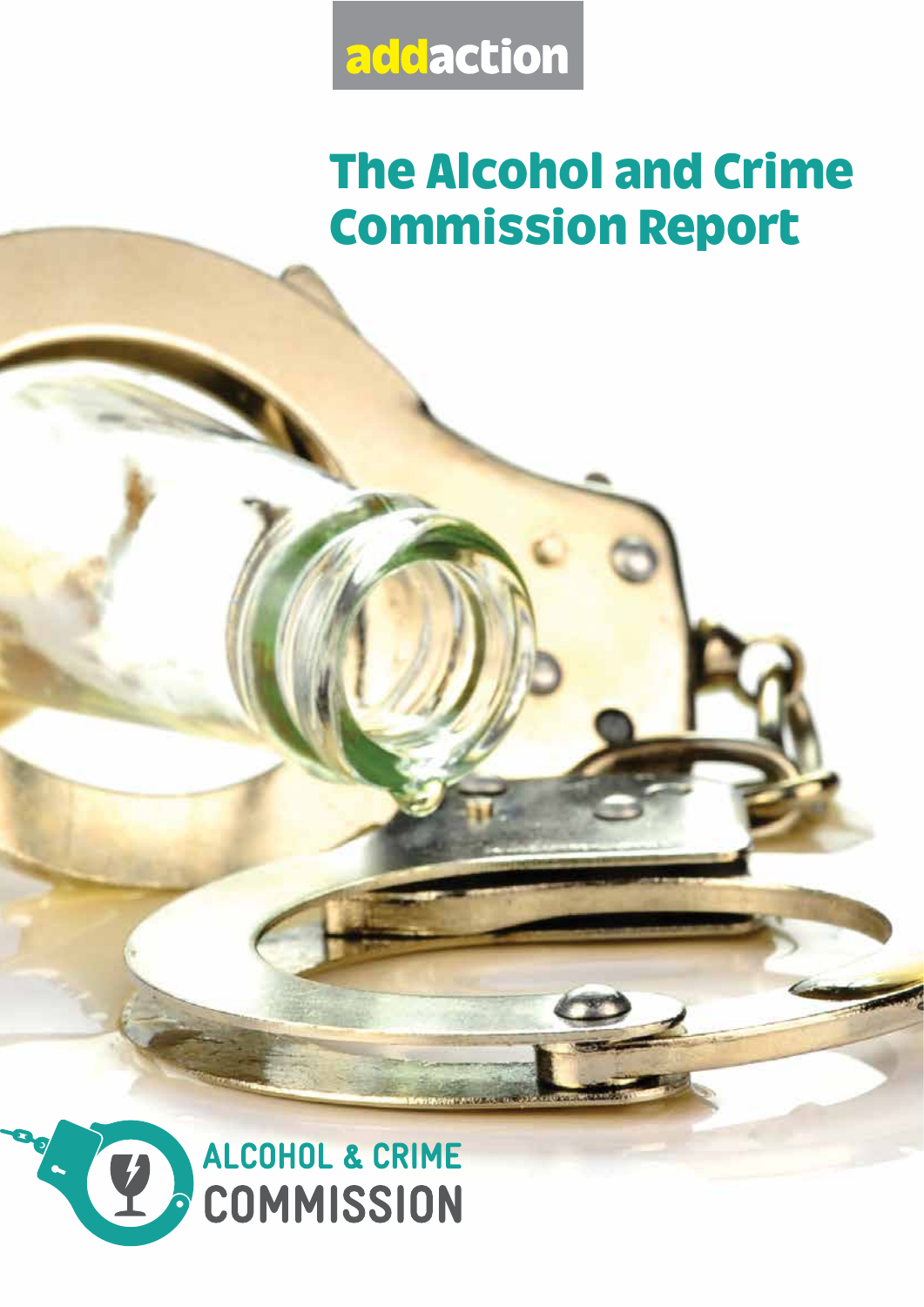addaction

# The Alcohol and Crime Commission Report

ALCOHOL & CRIME COMMISSION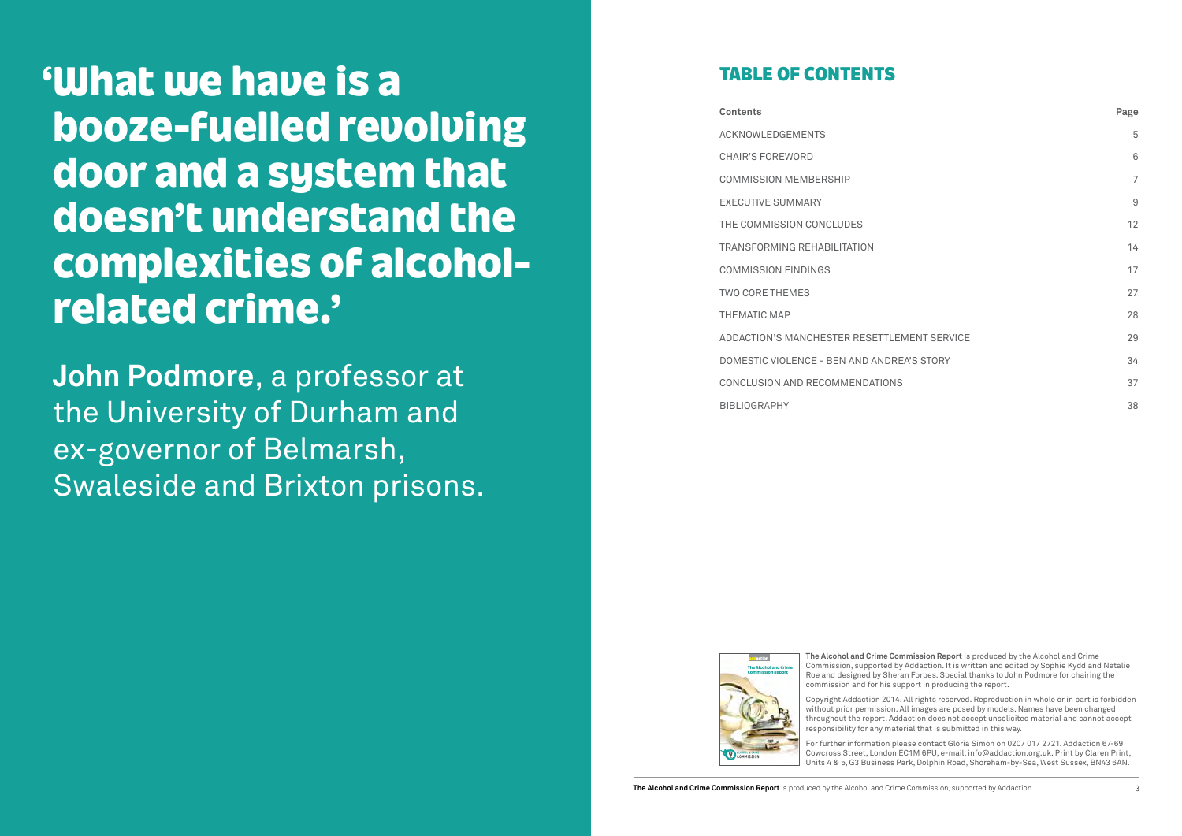# 'What we have is a booze-fuelled revolving door and a system that doesn't understand the complexities of alcohol-related crime.'

**John Podmore**, a professor at the University of Durham and ex-governor of Belmarsh, Swaleside and Brixton prisons.

## TABLE OF CONTENTS

| Contents | Page |
| --- | --- |
| ACKNOWLEDGEMENTS | 5 |
| CHAIR'S FOREWORD | 6 |
| COMMISSION MEMBERSHIP | 7 |
| EXECUTIVE SUMMARY | 9 |
| THE COMMISSION CONCLUDES | 12 |
| TRANSFORMING REHABILITATION | 14 |
| COMMISSION FINDINGS | 17 |
| TWO CORE THEMES | 27 |
| THEMATIC MAP | 28 |
| ADDACTION'S MANCHESTER RESETTLEMENT SERVICE | 29 |
| DOMESTIC VIOLENCE - BEN AND ANDREA'S STORY | 34 |
| CONCLUSION AND RECOMMENDATIONS | 37 |
| BIBLIOGRAPHY | 38 |

**The Alcohol and Crime Commission Report** is produced by the Alcohol and Crime Commission, supported by Addaction. It is written and edited by Sophie Kydd and Natalie Roe and designed by Sheran Forbes. Special thanks to John Podmore for chairing the commission and for his support in producing the report.

Copyright Addaction 2014. All rights reserved. Reproduction in whole or in part is forbidden without prior permission. All images are posed by models. Names have been changed throughout the report. Addaction does not accept unsolicited material and cannot accept responsibility for any material that is submitted in this way.

For further information please contact Gloria Simon on 0207 017 2721. Addaction 67-69 Cowcross Street, London EC1M 6PU, e-mail: info@addaction.org.uk. Print by Claren Print, Units 4 & 5, G3 Business Park, Dolphin Road, Shoreham-by-Sea, West Sussex, BN43 6AN.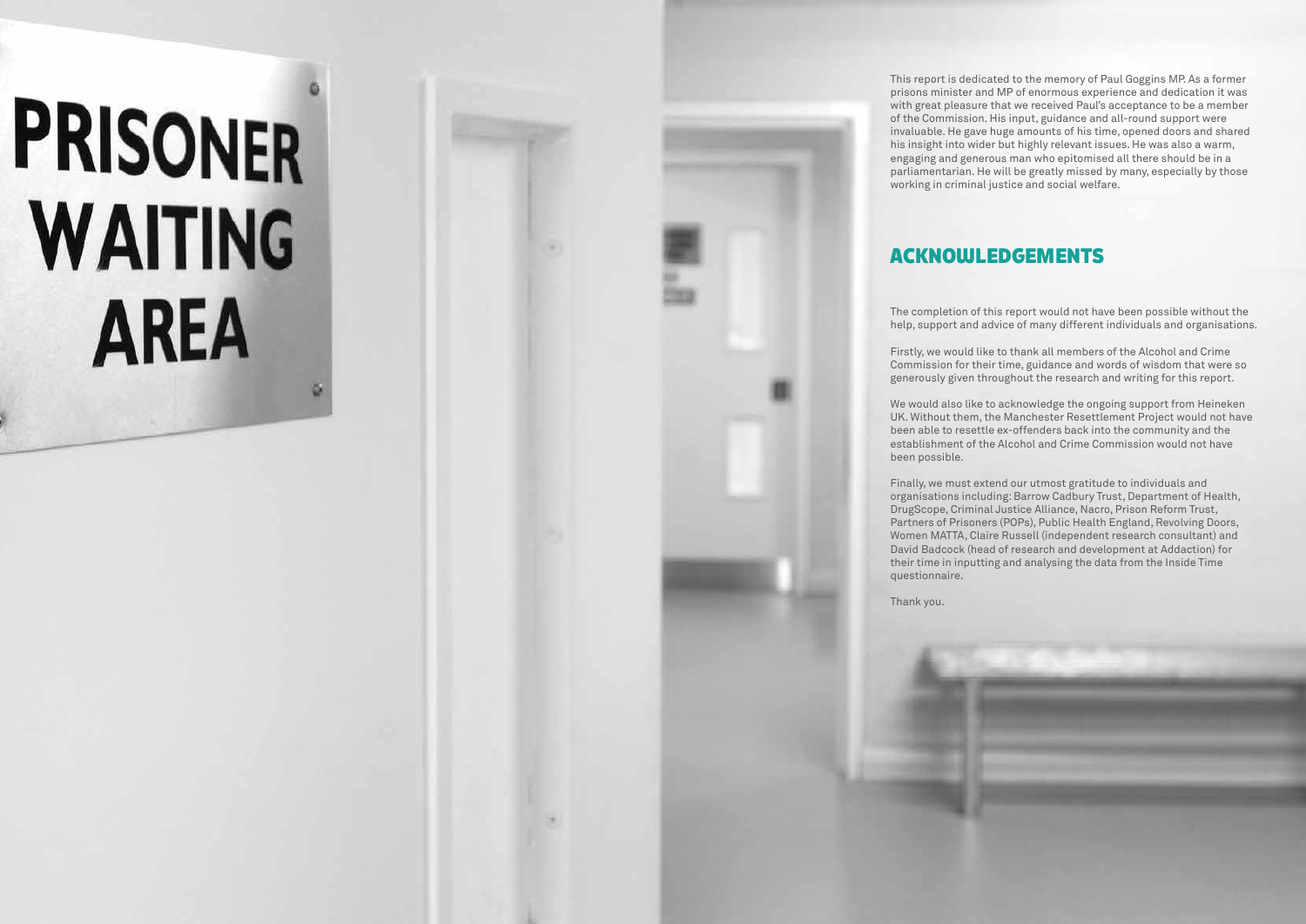This report is dedicated to the memory of Paul Goggins MP. As a former prisons minister and MP of enormous experience and dedication it was with great pleasure that we received Paul's acceptance to be a member of the Commission. His input, guidance and all-round support were invaluable. He gave huge amounts of his time, opened doors and shared his insight into wider but highly relevant issues. He was also a warm, engaging and generous man who epitomised all there should be in a parliamentarian. He will be greatly missed by many, especially by those working in criminal justice and social welfare.

## ACKNOWLEDGEMENTS

The completion of this report would not have been possible without the help, support and advice of many different individuals and organisations.

Firstly, we would like to thank all members of the Alcohol and Crime Commission for their time, guidance and words of wisdom that were so generously given throughout the research and writing for this report.

We would also like to acknowledge the ongoing support from Heineken UK. Without them, the Manchester Resettlement Project would not have been able to resettle ex-offenders back into the community and the establishment of the Alcohol and Crime Commission would not have been possible.

Finally, we must extend our utmost gratitude to individuals and organisations including: Barrow Cadbury Trust, Department of Health, DrugScope, Criminal Justice Alliance, Nacro, Prison Reform Trust, Partners of Prisoners (POPs), Public Health England, Revolving Doors, Women MATTA, Claire Russell (independent research consultant) and David Badcock (head of research and development at Addaction) for their time in inputting and analysing the data from the Inside Time questionnaire.

Thank you.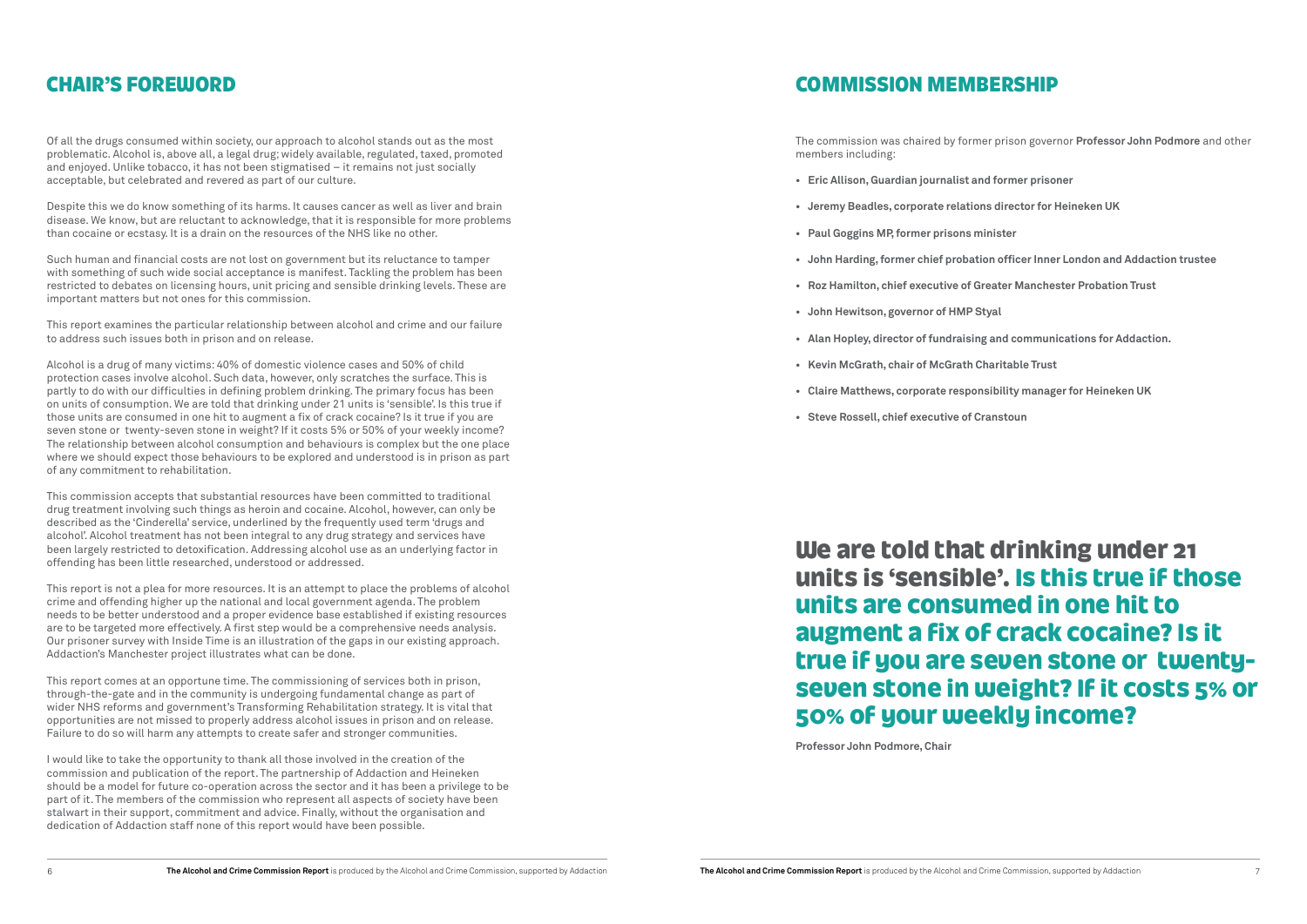## CHAIR'S FOREWORD

Of all the drugs consumed within society, our approach to alcohol stands out as the most problematic. Alcohol is, above all, a legal drug; widely available, regulated, taxed, promoted and enjoyed. Unlike tobacco, it has not been stigmatised – it remains not just socially acceptable, but celebrated and revered as part of our culture.

Despite this we do know something of its harms. It causes cancer as well as liver and brain disease. We know, but are reluctant to acknowledge, that it is responsible for more problems than cocaine or ecstasy. It is a drain on the resources of the NHS like no other.

Such human and financial costs are not lost on government but its reluctance to tamper with something of such wide social acceptance is manifest. Tackling the problem has been restricted to debates on licensing hours, unit pricing and sensible drinking levels. These are important matters but not ones for this commission.

This report examines the particular relationship between alcohol and crime and our failure to address such issues both in prison and on release.

Alcohol is a drug of many victims: 40% of domestic violence cases and 50% of child protection cases involve alcohol. Such data, however, only scratches the surface. This is partly to do with our difficulties in defining problem drinking. The primary focus has been on units of consumption. We are told that drinking under 21 units is 'sensible'. Is this true if those units are consumed in one hit to augment a fix of crack cocaine? Is it true if you are seven stone or twenty-seven stone in weight? If it costs 5% or 50% of your weekly income? The relationship between alcohol consumption and behaviours is complex but the one place where we should expect those behaviours to be explored and understood is in prison as part of any commitment to rehabilitation.

This commission accepts that substantial resources have been committed to traditional drug treatment involving such things as heroin and cocaine. Alcohol, however, can only be described as the 'Cinderella' service, underlined by the frequently used term 'drugs and alcohol'. Alcohol treatment has not been integral to any drug strategy and services have been largely restricted to detoxification. Addressing alcohol use as an underlying factor in offending has been little researched, understood or addressed.

This report is not a plea for more resources. It is an attempt to place the problems of alcohol crime and offending higher up the national and local government agenda. The problem needs to be better understood and a proper evidence base established if existing resources are to be targeted more effectively. A first step would be a comprehensive needs analysis. Our prisoner survey with Inside Time is an illustration of the gaps in our existing approach. Addaction's Manchester project illustrates what can be done.

This report comes at an opportune time. The commissioning of services both in prison, through-the-gate and in the community is undergoing fundamental change as part of wider NHS reforms and government's Transforming Rehabilitation strategy. It is vital that opportunities are not missed to properly address alcohol issues in prison and on release. Failure to do so will harm any attempts to create safer and stronger communities.

I would like to take the opportunity to thank all those involved in the creation of the commission and publication of the report. The partnership of Addaction and Heineken should be a model for future co-operation across the sector and it has been a privilege to be part of it. The members of the commission who represent all aspects of society have been stalwart in their support, commitment and advice. Finally, without the organisation and dedication of Addaction staff none of this report would have been possible.

## COMMISSION MEMBERSHIP

The commission was chaired by former prison governor **Professor John Podmore** and other members including:

- **Eric Allison, Guardian journalist and former prisoner**
- **Jeremy Beadles, corporate relations director for Heineken UK**
- **Paul Goggins MP, former prisons minister**
- **John Harding, former chief probation officer Inner London and Addaction trustee**
- **Roz Hamilton, chief executive of Greater Manchester Probation Trust**
- **John Hewitson, governor of HMP Styal**
- **Alan Hopley, director of fundraising and communications for Addaction.**
- **Kevin McGrath, chair of McGrath Charitable Trust**
- **Claire Matthews, corporate responsibility manager for Heineken UK**
- **Steve Rossell, chief executive of Cranstoun**

**We are told that drinking under 21 units is 'sensible'. Is this true if those units are consumed in one hit to augment a fix of crack cocaine? Is it true if you are seven stone or twenty-seven stone in weight? If it costs 5% or 50% of your weekly income?**

**Professor John Podmore, Chair**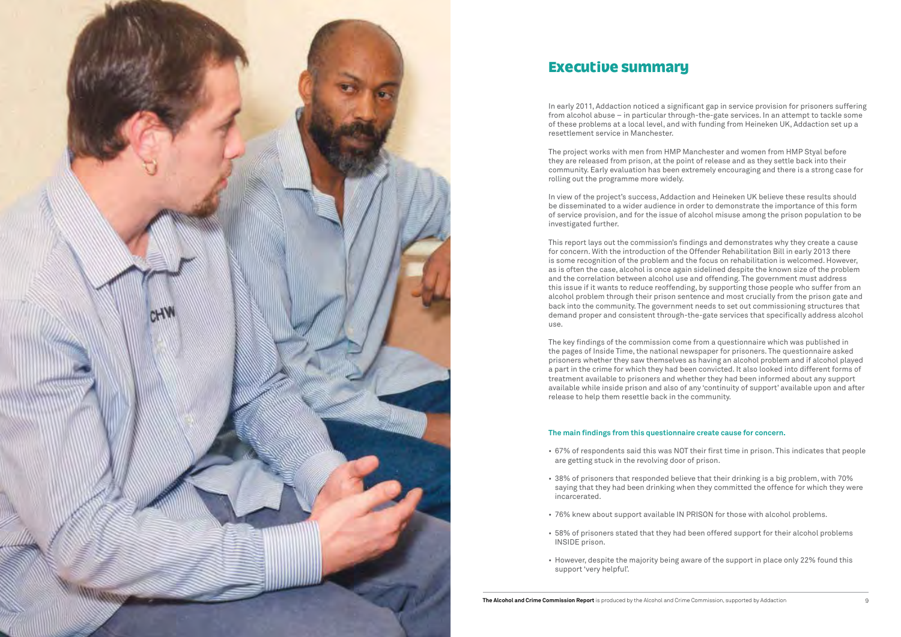# Executive summary

In early 2011, Addaction noticed a significant gap in service provision for prisoners suffering from alcohol abuse – in particular through-the-gate services. In an attempt to tackle some of these problems at a local level, and with funding from Heineken UK, Addaction set up a resettlement service in Manchester.

The project works with men from HMP Manchester and women from HMP Styal before they are released from prison, at the point of release and as they settle back into their community. Early evaluation has been extremely encouraging and there is a strong case for rolling out the programme more widely.

In view of the project's success, Addaction and Heineken UK believe these results should be disseminated to a wider audience in order to demonstrate the importance of this form of service provision, and for the issue of alcohol misuse among the prison population to be investigated further.

This report lays out the commission's findings and demonstrates why they create a cause for concern. With the introduction of the Offender Rehabilitation Bill in early 2013 there is some recognition of the problem and the focus on rehabilitation is welcomed. However, as is often the case, alcohol is once again sidelined despite the known size of the problem and the correlation between alcohol use and offending. The government must address this issue if it wants to reduce reoffending, by supporting those people who suffer from an alcohol problem through their prison sentence and most crucially from the prison gate and back into the community. The government needs to set out commissioning structures that demand proper and consistent through-the-gate services that specifically address alcohol use.

The key findings of the commission come from a questionnaire which was published in the pages of Inside Time, the national newspaper for prisoners. The questionnaire asked prisoners whether they saw themselves as having an alcohol problem and if alcohol played a part in the crime for which they had been convicted. It also looked into different forms of treatment available to prisoners and whether they had been informed about any support available while inside prison and also of any 'continuity of support' available upon and after release to help them resettle back in the community.

**The main findings from this questionnaire create cause for concern.**

- 67% of respondents said this was NOT their first time in prison. This indicates that people are getting stuck in the revolving door of prison.
- 38% of prisoners that responded believe that their drinking is a big problem, with 70% saying that they had been drinking when they committed the offence for which they were incarcerated.
- 76% knew about support available IN PRISON for those with alcohol problems.
- 58% of prisoners stated that they had been offered support for their alcohol problems INSIDE prison.
- However, despite the majority being aware of the support in place only 22% found this support 'very helpful'.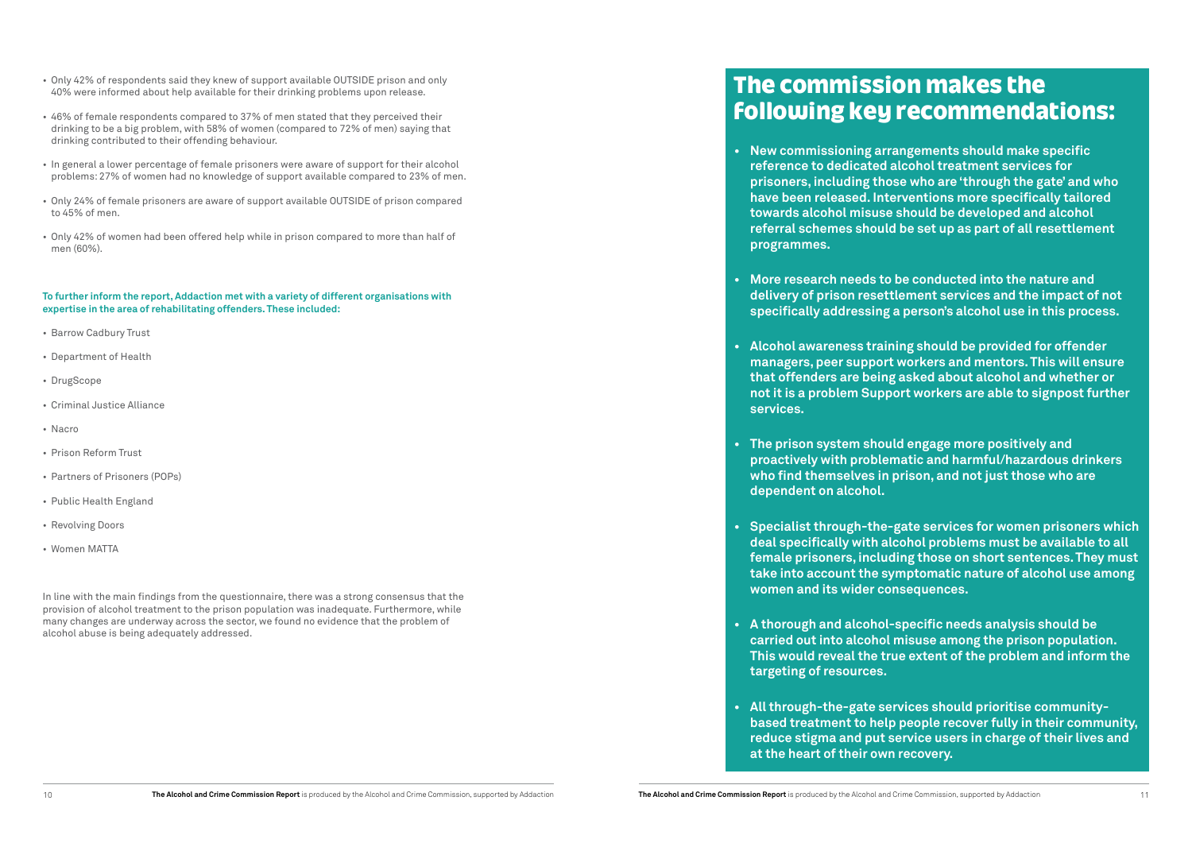- Only 42% of respondents said they knew of support available OUTSIDE prison and only 40% were informed about help available for their drinking problems upon release.
- 46% of female respondents compared to 37% of men stated that they perceived their drinking to be a big problem, with 58% of women (compared to 72% of men) saying that drinking contributed to their offending behaviour.
- In general a lower percentage of female prisoners were aware of support for their alcohol problems: 27% of women had no knowledge of support available compared to 23% of men.
- Only 24% of female prisoners are aware of support available OUTSIDE of prison compared to 45% of men.
- Only 42% of women had been offered help while in prison compared to more than half of men (60%).

**To further inform the report, Addaction met with a variety of different organisations with expertise in the area of rehabilitating offenders. These included:**

- Barrow Cadbury Trust
- Department of Health
- DrugScope
- Criminal Justice Alliance
- Nacro
- Prison Reform Trust
- Partners of Prisoners (POPs)
- Public Health England
- Revolving Doors
- Women MATTA

In line with the main findings from the questionnaire, there was a strong consensus that the provision of alcohol treatment to the prison population was inadequate. Furthermore, while many changes are underway across the sector, we found no evidence that the problem of alcohol abuse is being adequately addressed.

## The commission makes the following key recommendations:

- **New commissioning arrangements should make specific reference to dedicated alcohol treatment services for prisoners, including those who are 'through the gate' and who have been released. Interventions more specifically tailored towards alcohol misuse should be developed and alcohol referral schemes should be set up as part of all resettlement programmes.**
- **More research needs to be conducted into the nature and delivery of prison resettlement services and the impact of not specifically addressing a person's alcohol use in this process.**
- **Alcohol awareness training should be provided for offender managers, peer support workers and mentors. This will ensure that offenders are being asked about alcohol and whether or not it is a problem Support workers are able to signpost further services.**
- **The prison system should engage more positively and proactively with problematic and harmful/hazardous drinkers who find themselves in prison, and not just those who are dependent on alcohol.**
- **Specialist through-the-gate services for women prisoners which deal specifically with alcohol problems must be available to all female prisoners, including those on short sentences. They must take into account the symptomatic nature of alcohol use among women and its wider consequences.**
- **A thorough and alcohol-specific needs analysis should be carried out into alcohol misuse among the prison population. This would reveal the true extent of the problem and inform the targeting of resources.**
- **All through-the-gate services should prioritise community-based treatment to help people recover fully in their community, reduce stigma and put service users in charge of their lives and at the heart of their own recovery.**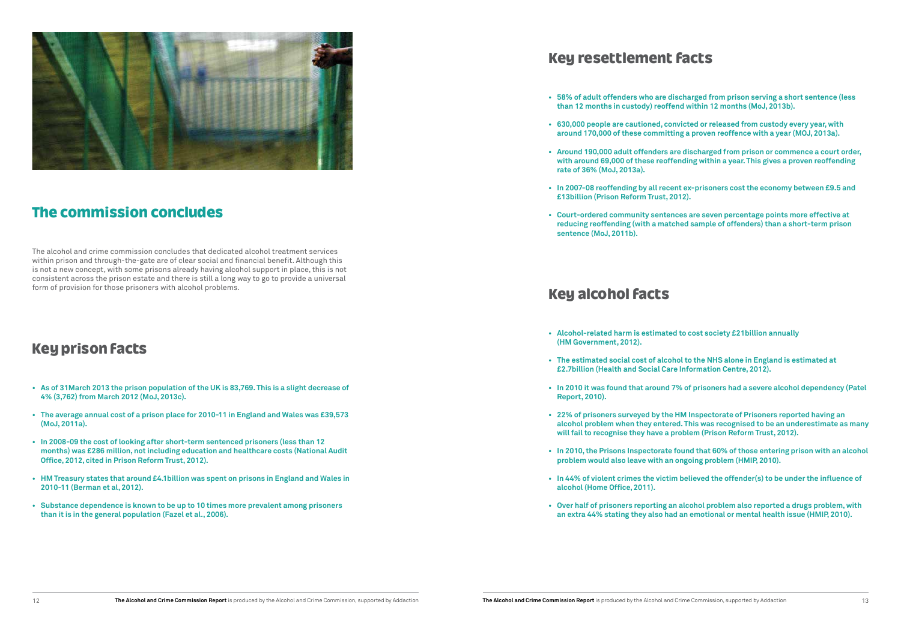## The commission concludes

The alcohol and crime commission concludes that dedicated alcohol treatment services within prison and through-the-gate are of clear social and financial benefit. Although this is not a new concept, with some prisons already having alcohol support in place, this is not consistent across the prison estate and there is still a long way to go to provide a universal form of provision for those prisoners with alcohol problems.

## Key prison facts

- **As of 31March 2013 the prison population of the UK is 83,769. This is a slight decrease of 4% (3,762) from March 2012 (MoJ, 2013c).**
- **The average annual cost of a prison place for 2010-11 in England and Wales was £39,573 (MoJ, 2011a).**
- **In 2008-09 the cost of looking after short-term sentenced prisoners (less than 12 months) was £286 million, not including education and healthcare costs (National Audit Office, 2012, cited in Prison Reform Trust, 2012).**
- **HM Treasury states that around £4.1billion was spent on prisons in England and Wales in 2010-11 (Berman et al, 2012).**
- **Substance dependence is known to be up to 10 times more prevalent among prisoners than it is in the general population (Fazel et al., 2006).**

## Key resettlement facts

- **58% of adult offenders who are discharged from prison serving a short sentence (less than 12 months in custody) reoffend within 12 months (MoJ, 2013b).**
- **630,000 people are cautioned, convicted or released from custody every year, with around 170,000 of these committing a proven reoffence with a year (MOJ, 2013a).**
- **Around 190,000 adult offenders are discharged from prison or commence a court order, with around 69,000 of these reoffending within a year. This gives a proven reoffending rate of 36% (MoJ, 2013a).**
- **In 2007-08 reoffending by all recent ex-prisoners cost the economy between £9.5 and £13billion (Prison Reform Trust, 2012).**
- **Court-ordered community sentences are seven percentage points more effective at reducing reoffending (with a matched sample of offenders) than a short-term prison sentence (MoJ, 2011b).**

## Key alcohol facts

- **Alcohol-related harm is estimated to cost society £21billion annually (HM Government, 2012).**
- **The estimated social cost of alcohol to the NHS alone in England is estimated at £2.7billion (Health and Social Care Information Centre, 2012).**
- **In 2010 it was found that around 7% of prisoners had a severe alcohol dependency (Patel Report, 2010).**
- **22% of prisoners surveyed by the HM Inspectorate of Prisoners reported having an alcohol problem when they entered. This was recognised to be an underestimate as many will fail to recognise they have a problem (Prison Reform Trust, 2012).**
- **In 2010, the Prisons Inspectorate found that 60% of those entering prison with an alcohol problem would also leave with an ongoing problem (HMIP, 2010).**
- **In 44% of violent crimes the victim believed the offender(s) to be under the influence of alcohol (Home Office, 2011).**
- **Over half of prisoners reporting an alcohol problem also reported a drugs problem, with an extra 44% stating they also had an emotional or mental health issue (HMIP, 2010).**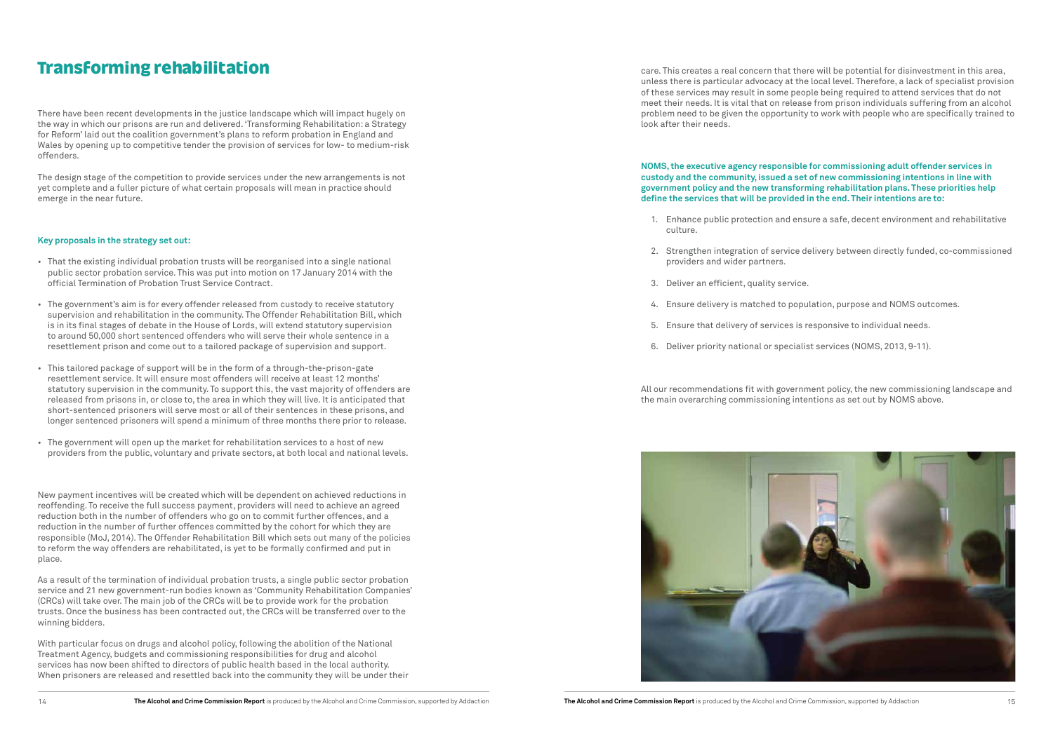# Transforming rehabilitation

There have been recent developments in the justice landscape which will impact hugely on the way in which our prisons are run and delivered. 'Transforming Rehabilitation: a Strategy for Reform' laid out the coalition government's plans to reform probation in England and Wales by opening up to competitive tender the provision of services for low- to medium-risk offenders.

The design stage of the competition to provide services under the new arrangements is not yet complete and a fuller picture of what certain proposals will mean in practice should emerge in the near future.

**Key proposals in the strategy set out:**

- That the existing individual probation trusts will be reorganised into a single national public sector probation service. This was put into motion on 17 January 2014 with the official Termination of Probation Trust Service Contract.
- The government's aim is for every offender released from custody to receive statutory supervision and rehabilitation in the community. The Offender Rehabilitation Bill, which is in its final stages of debate in the House of Lords, will extend statutory supervision to around 50,000 short sentenced offenders who will serve their whole sentence in a resettlement prison and come out to a tailored package of supervision and support.
- This tailored package of support will be in the form of a through-the-prison-gate resettlement service. It will ensure most offenders will receive at least 12 months' statutory supervision in the community. To support this, the vast majority of offenders are released from prisons in, or close to, the area in which they will live. It is anticipated that short-sentenced prisoners will serve most or all of their sentences in these prisons, and longer sentenced prisoners will spend a minimum of three months there prior to release.
- The government will open up the market for rehabilitation services to a host of new providers from the public, voluntary and private sectors, at both local and national levels.

New payment incentives will be created which will be dependent on achieved reductions in reoffending. To receive the full success payment, providers will need to achieve an agreed reduction both in the number of offenders who go on to commit further offences, and a reduction in the number of further offences committed by the cohort for which they are responsible (MoJ, 2014). The Offender Rehabilitation Bill which sets out many of the policies to reform the way offenders are rehabilitated, is yet to be formally confirmed and put in place.

As a result of the termination of individual probation trusts, a single public sector probation service and 21 new government-run bodies known as 'Community Rehabilitation Companies' (CRCs) will take over. The main job of the CRCs will be to provide work for the probation trusts. Once the business has been contracted out, the CRCs will be transferred over to the winning bidders.

With particular focus on drugs and alcohol policy, following the abolition of the National Treatment Agency, budgets and commissioning responsibilities for drug and alcohol services has now been shifted to directors of public health based in the local authority. When prisoners are released and resettled back into the community they will be under their care. This creates a real concern that there will be potential for disinvestment in this area, unless there is particular advocacy at the local level. Therefore, a lack of specialist provision of these services may result in some people being required to attend services that do not meet their needs. It is vital that on release from prison individuals suffering from an alcohol problem need to be given the opportunity to work with people who are specifically trained to look after their needs.

**NOMS, the executive agency responsible for commissioning adult offender services in custody and the community, issued a set of new commissioning intentions in line with government policy and the new transforming rehabilitation plans. These priorities help define the services that will be provided in the end. Their intentions are to:**

1. Enhance public protection and ensure a safe, decent environment and rehabilitative culture.
2. Strengthen integration of service delivery between directly funded, co-commissioned providers and wider partners.
3. Deliver an efficient, quality service.
4. Ensure delivery is matched to population, purpose and NOMS outcomes.
5. Ensure that delivery of services is responsive to individual needs.
6. Deliver priority national or specialist services (NOMS, 2013, 9-11).

All our recommendations fit with government policy, the new commissioning landscape and the main overarching commissioning intentions as set out by NOMS above.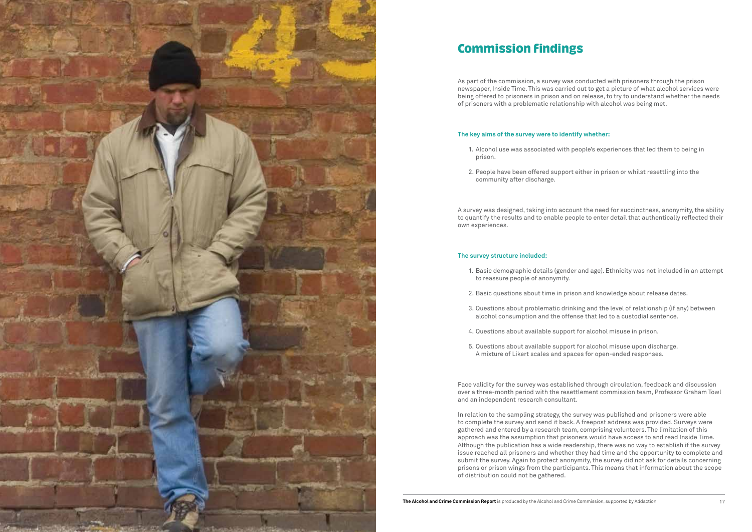# Commission findings

As part of the commission, a survey was conducted with prisoners through the prison newspaper, Inside Time. This was carried out to get a picture of what alcohol services were being offered to prisoners in prison and on release, to try to understand whether the needs of prisoners with a problematic relationship with alcohol was being met.

**The key aims of the survey were to identify whether:**

1. Alcohol use was associated with people's experiences that led them to being in prison.
2. People have been offered support either in prison or whilst resettling into the community after discharge.

A survey was designed, taking into account the need for succinctness, anonymity, the ability to quantify the results and to enable people to enter detail that authentically reflected their own experiences.

**The survey structure included:**

1. Basic demographic details (gender and age). Ethnicity was not included in an attempt to reassure people of anonymity.
2. Basic questions about time in prison and knowledge about release dates.
3. Questions about problematic drinking and the level of relationship (if any) between alcohol consumption and the offense that led to a custodial sentence.
4. Questions about available support for alcohol misuse in prison.
5. Questions about available support for alcohol misuse upon discharge. A mixture of Likert scales and spaces for open-ended responses.

Face validity for the survey was established through circulation, feedback and discussion over a three-month period with the resettlement commission team, Professor Graham Towl and an independent research consultant.

In relation to the sampling strategy, the survey was published and prisoners were able to complete the survey and send it back. A freepost address was provided. Surveys were gathered and entered by a research team, comprising volunteers. The limitation of this approach was the assumption that prisoners would have access to and read Inside Time. Although the publication has a wide readership, there was no way to establish if the survey issue reached all prisoners and whether they had time and the opportunity to complete and submit the survey. Again to protect anonymity, the survey did not ask for details concerning prisons or prison wings from the participants. This means that information about the scope of distribution could not be gathered.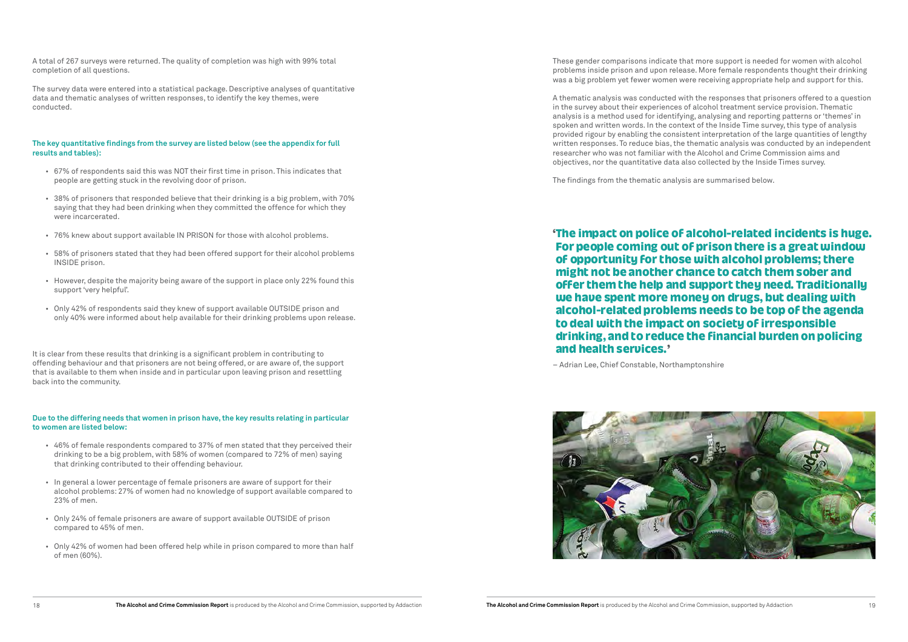A total of 267 surveys were returned. The quality of completion was high with 99% total completion of all questions.

The survey data were entered into a statistical package. Descriptive analyses of quantitative data and thematic analyses of written responses, to identify the key themes, were conducted.

**The key quantitative findings from the survey are listed below (see the appendix for full results and tables):**

- 67% of respondents said this was NOT their first time in prison. This indicates that people are getting stuck in the revolving door of prison.
- 38% of prisoners that responded believe that their drinking is a big problem, with 70% saying that they had been drinking when they committed the offence for which they were incarcerated.
- 76% knew about support available IN PRISON for those with alcohol problems.
- 58% of prisoners stated that they had been offered support for their alcohol problems INSIDE prison.
- However, despite the majority being aware of the support in place only 22% found this support 'very helpful'.
- Only 42% of respondents said they knew of support available OUTSIDE prison and only 40% were informed about help available for their drinking problems upon release.

It is clear from these results that drinking is a significant problem in contributing to offending behaviour and that prisoners are not being offered, or are aware of, the support that is available to them when inside and in particular upon leaving prison and resettling back into the community.

**Due to the differing needs that women in prison have, the key results relating in particular to women are listed below:**

- 46% of female respondents compared to 37% of men stated that they perceived their drinking to be a big problem, with 58% of women (compared to 72% of men) saying that drinking contributed to their offending behaviour.
- In general a lower percentage of female prisoners are aware of support for their alcohol problems: 27% of women had no knowledge of support available compared to 23% of men.
- Only 24% of female prisoners are aware of support available OUTSIDE of prison compared to 45% of men.
- Only 42% of women had been offered help while in prison compared to more than half of men (60%).

These gender comparisons indicate that more support is needed for women with alcohol problems inside prison and upon release. More female respondents thought their drinking was a big problem yet fewer women were receiving appropriate help and support for this.

A thematic analysis was conducted with the responses that prisoners offered to a question in the survey about their experiences of alcohol treatment service provision. Thematic analysis is a method used for identifying, analysing and reporting patterns or 'themes' in spoken and written words. In the context of the Inside Time survey, this type of analysis provided rigour by enabling the consistent interpretation of the large quantities of lengthy written responses. To reduce bias, the thematic analysis was conducted by an independent researcher who was not familiar with the Alcohol and Crime Commission aims and objectives, nor the quantitative data also collected by the Inside Times survey.

The findings from the thematic analysis are summarised below.

> **'The impact on police of alcohol-related incidents is huge. For people coming out of prison there is a great window of opportunity for those with alcohol problems; there might not be another chance to catch them sober and offer them the help and support they need. Traditionally we have spent more money on drugs, but dealing with alcohol-related problems needs to be top of the agenda to deal with the impact on society of irresponsible drinking, and to reduce the financial burden on policing and health services.'**
>
> – Adrian Lee, Chief Constable, Northamptonshire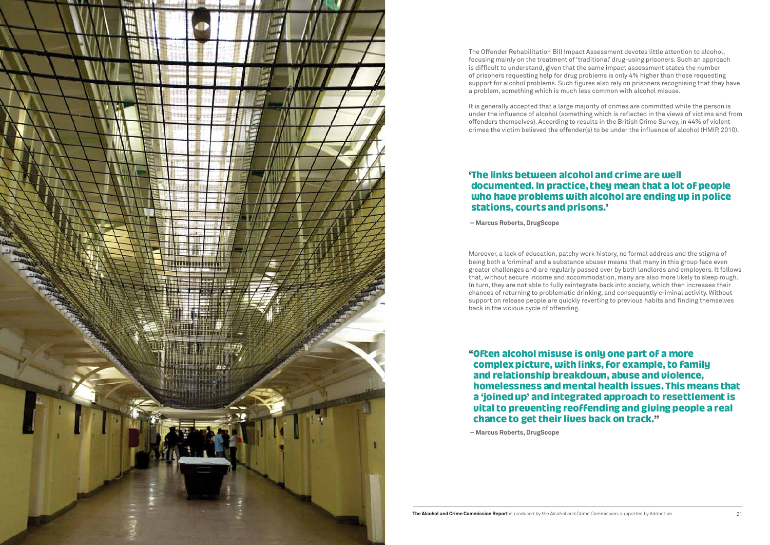The Offender Rehabilitation Bill Impact Assessment devotes little attention to alcohol, focusing mainly on the treatment of 'traditional' drug-using prisoners. Such an approach is difficult to understand, given that the same impact assessment states the number of prisoners requesting help for drug problems is only 4% higher than those requesting support for alcohol problems. Such figures also rely on prisoners recognising that they have a problem, something which is much less common with alcohol misuse.

It is generally accepted that a large majority of crimes are committed while the person is under the influence of alcohol (something which is reflected in the views of victims and from offenders themselves). According to results in the British Crime Survey, in 44% of violent crimes the victim believed the offender(s) to be under the influence of alcohol (HMIP, 2010).

> **'The links between alcohol and crime are well documented. In practice, they mean that a lot of people who have problems with alcohol are ending up in police stations, courts and prisons.'**
>
> **– Marcus Roberts, DrugScope**

Moreover, a lack of education, patchy work history, no formal address and the stigma of being both a 'criminal' and a substance abuser means that many in this group face even greater challenges and are regularly passed over by both landlords and employers. It follows that, without secure income and accommodation, many are also more likely to sleep rough. In turn, they are not able to fully reintegrate back into society, which then increases their chances of returning to problematic drinking, and consequently criminal activity. Without support on release people are quickly reverting to previous habits and finding themselves back in the vicious cycle of offending.

> **"Often alcohol misuse is only one part of a more complex picture, with links, for example, to family and relationship breakdown, abuse and violence, homelessness and mental health issues. This means that a 'joined up' and integrated approach to resettlement is vital to preventing reoffending and giving people a real chance to get their lives back on track."**
>
> **– Marcus Roberts, DrugScope**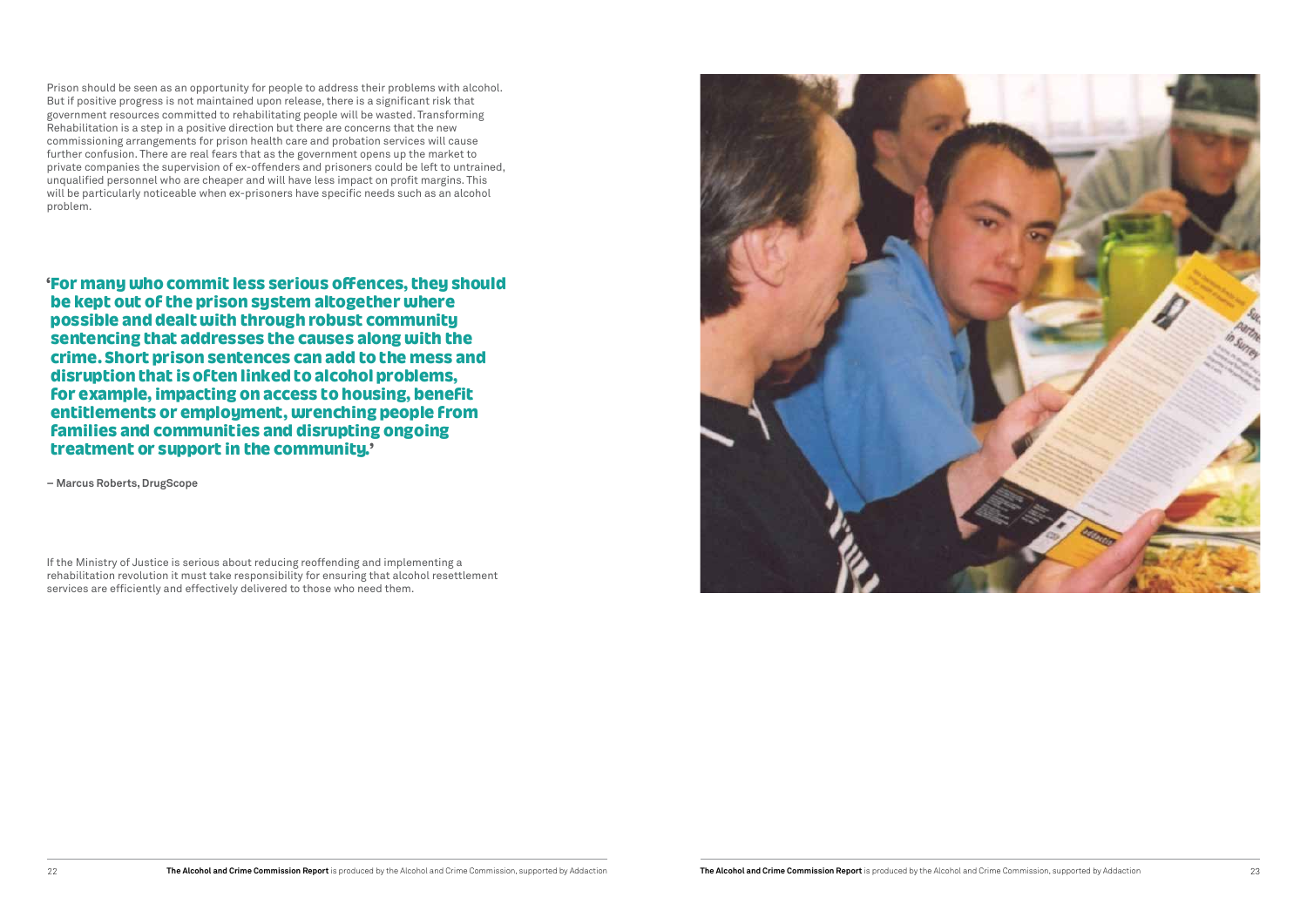Prison should be seen as an opportunity for people to address their problems with alcohol. But if positive progress is not maintained upon release, there is a significant risk that government resources committed to rehabilitating people will be wasted. Transforming Rehabilitation is a step in a positive direction but there are concerns that the new commissioning arrangements for prison health care and probation services will cause further confusion. There are real fears that as the government opens up the market to private companies the supervision of ex-offenders and prisoners could be left to untrained, unqualified personnel who are cheaper and will have less impact on profit margins. This will be particularly noticeable when ex-prisoners have specific needs such as an alcohol problem.

> **'For many who commit less serious offences, they should be kept out of the prison system altogether where possible and dealt with through robust community sentencing that addresses the causes along with the crime. Short prison sentences can add to the mess and disruption that is often linked to alcohol problems, for example, impacting on access to housing, benefit entitlements or employment, wrenching people from families and communities and disrupting ongoing treatment or support in the community.'**
>
> **– Marcus Roberts, DrugScope**

If the Ministry of Justice is serious about reducing reoffending and implementing a rehabilitation revolution it must take responsibility for ensuring that alcohol resettlement services are efficiently and effectively delivered to those who need them.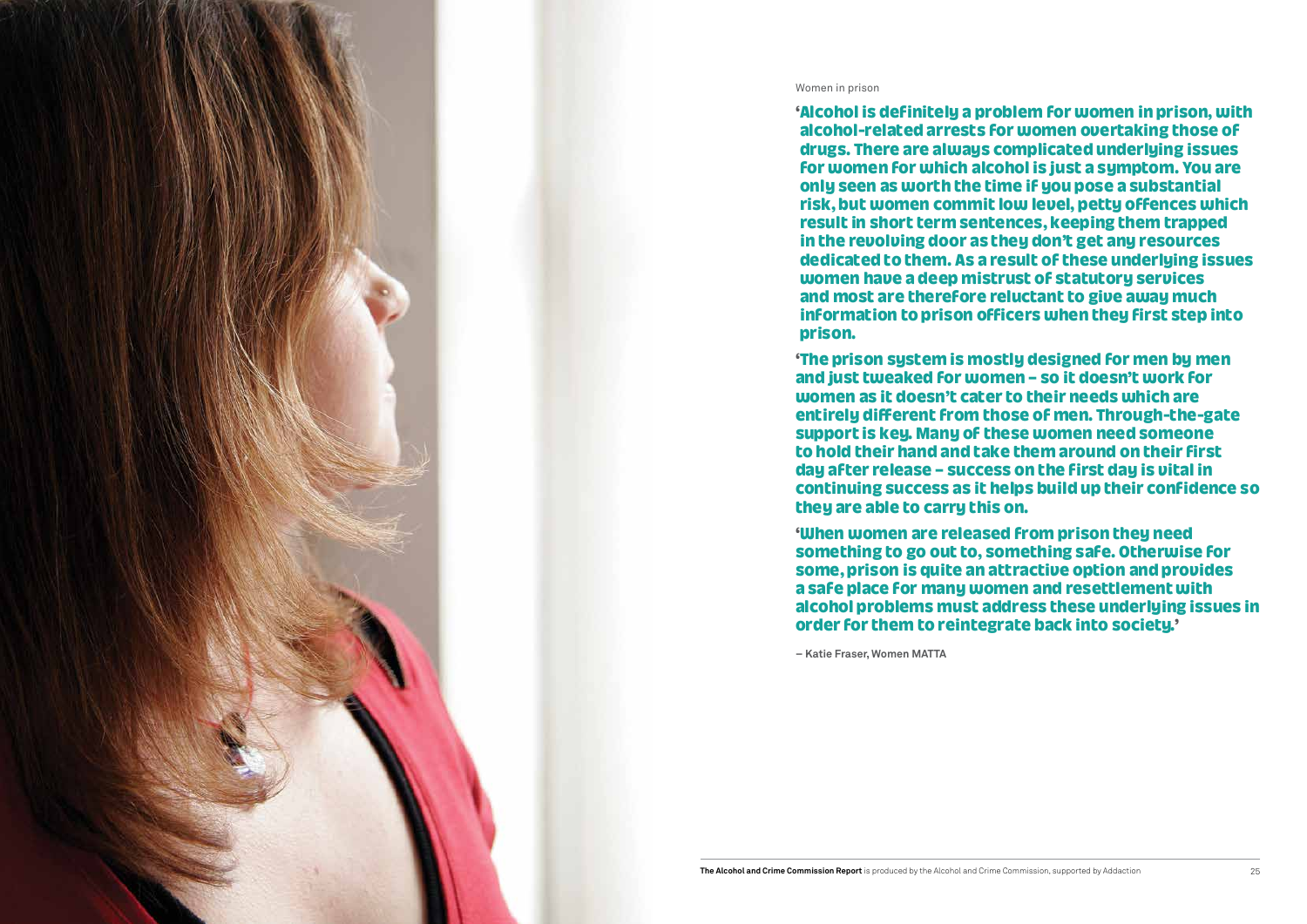Women in prison

**'Alcohol is definitely a problem for women in prison, with alcohol-related arrests for women overtaking those of drugs. There are always complicated underlying issues for women for which alcohol is just a symptom. You are only seen as worth the time if you pose a substantial risk, but women commit low level, petty offences which result in short term sentences, keeping them trapped in the revolving door as they don't get any resources dedicated to them. As a result of these underlying issues women have a deep mistrust of statutory services and most are therefore reluctant to give away much information to prison officers when they first step into prison.**

**'The prison system is mostly designed for men by men and just tweaked for women – so it doesn't work for women as it doesn't cater to their needs which are entirely different from those of men. Through-the-gate support is key. Many of these women need someone to hold their hand and take them around on their first day after release – success on the first day is vital in continuing success as it helps build up their confidence so they are able to carry this on.**

**'When women are released from prison they need something to go out to, something safe. Otherwise for some, prison is quite an attractive option and provides a safe place for many women and resettlement with alcohol problems must address these underlying issues in order for them to reintegrate back into society.'**

**– Katie Fraser, Women MATTA**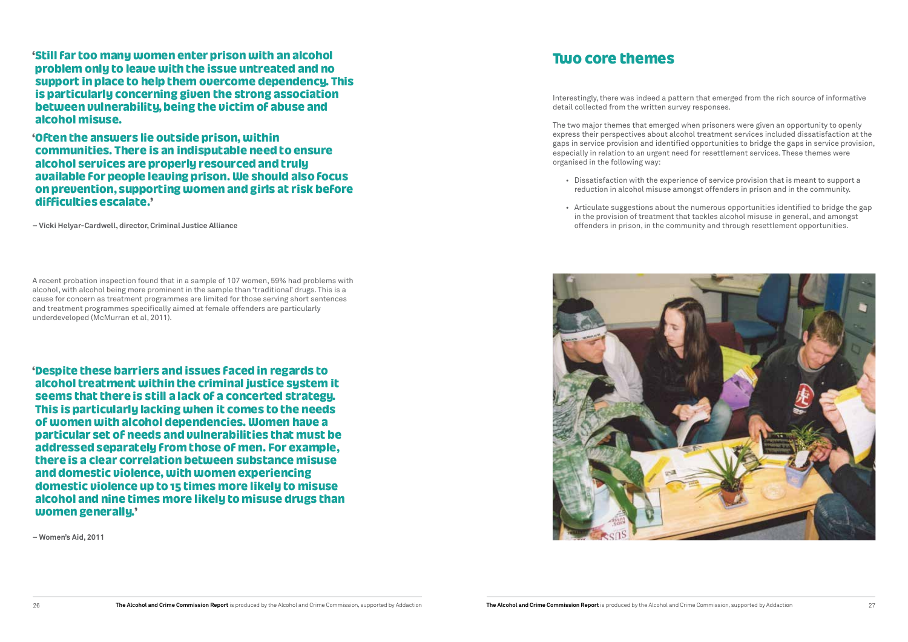**'Still far too many women enter prison with an alcohol problem only to leave with the issue untreated and no support in place to help them overcome dependency. This is particularly concerning given the strong association between vulnerability, being the victim of abuse and alcohol misuse.**

**'Often the answers lie outside prison, within communities. There is an indisputable need to ensure alcohol services are properly resourced and truly available for people leaving prison. We should also focus on prevention, supporting women and girls at risk before difficulties escalate.'**

**– Vicki Helyar-Cardwell, director, Criminal Justice Alliance**

A recent probation inspection found that in a sample of 107 women, 59% had problems with alcohol, with alcohol being more prominent in the sample than 'traditional' drugs. This is a cause for concern as treatment programmes are limited for those serving short sentences and treatment programmes specifically aimed at female offenders are particularly underdeveloped (McMurran et al, 2011).

**'Despite these barriers and issues faced in regards to alcohol treatment within the criminal justice system it seems that there is still a lack of a concerted strategy. This is particularly lacking when it comes to the needs of women with alcohol dependencies. Women have a particular set of needs and vulnerabilities that must be addressed separately from those of men. For example, there is a clear correlation between substance misuse and domestic violence, with women experiencing domestic violence up to 15 times more likely to misuse alcohol and nine times more likely to misuse drugs than women generally.'**

**– Women's Aid, 2011**

## Two core themes

Interestingly, there was indeed a pattern that emerged from the rich source of informative detail collected from the written survey responses.

The two major themes that emerged when prisoners were given an opportunity to openly express their perspectives about alcohol treatment services included dissatisfaction at the gaps in service provision and identified opportunities to bridge the gaps in service provision, especially in relation to an urgent need for resettlement services. These themes were organised in the following way:

- Dissatisfaction with the experience of service provision that is meant to support a reduction in alcohol misuse amongst offenders in prison and in the community.
- Articulate suggestions about the numerous opportunities identified to bridge the gap in the provision of treatment that tackles alcohol misuse in general, and amongst offenders in prison, in the community and through resettlement opportunities.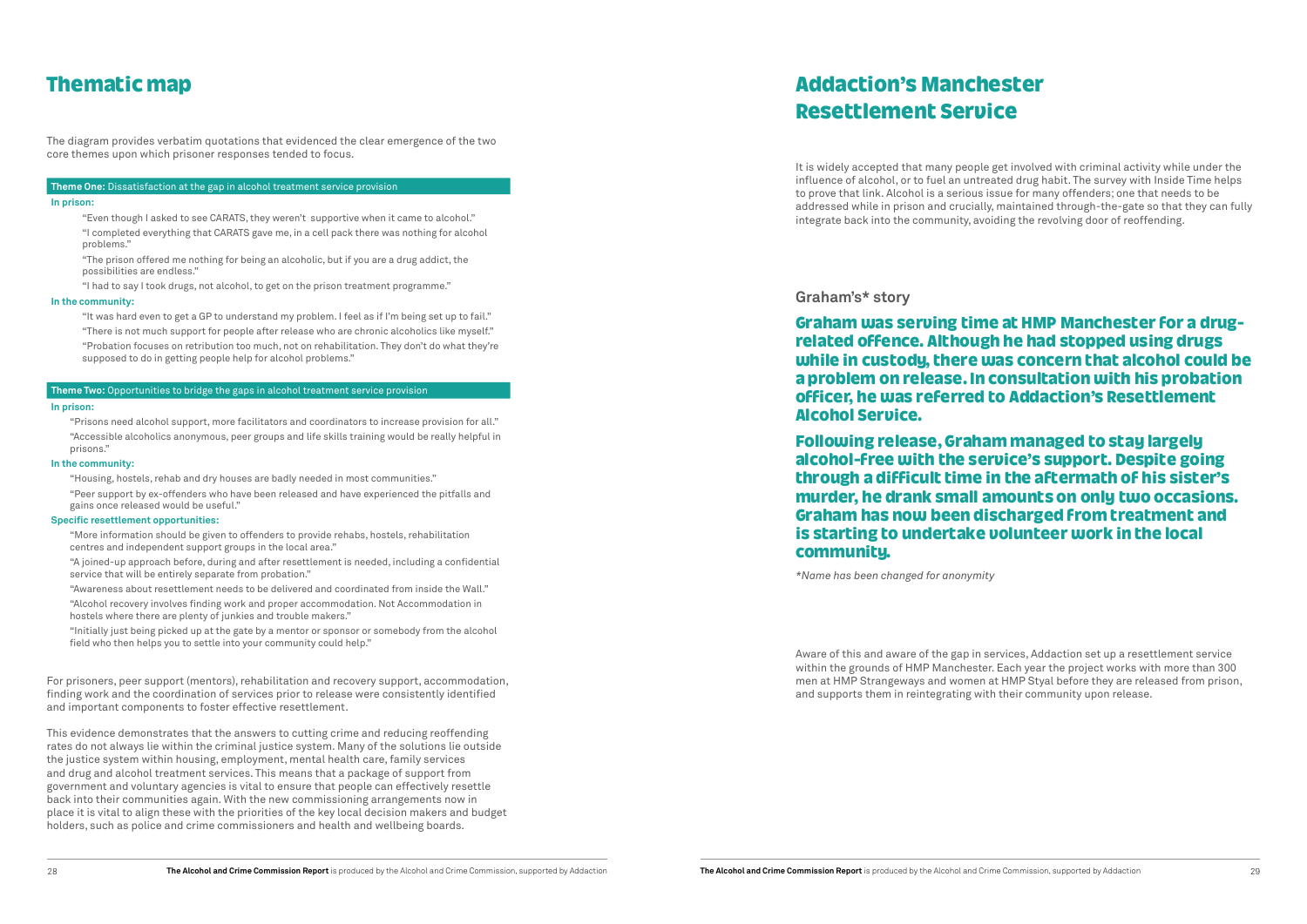## Thematic map

The diagram provides verbatim quotations that evidenced the clear emergence of the two core themes upon which prisoner responses tended to focus.

**Theme One:** Dissatisfaction at the gap in alcohol treatment service provision

**In prison:**

"Even though I asked to see CARATS, they weren't supportive when it came to alcohol."

"I completed everything that CARATS gave me, in a cell pack there was nothing for alcohol problems."

"The prison offered me nothing for being an alcoholic, but if you are a drug addict, the possibilities are endless."

"I had to say I took drugs, not alcohol, to get on the prison treatment programme."

**In the community:**

"It was hard even to get a GP to understand my problem. I feel as if I'm being set up to fail."

"There is not much support for people after release who are chronic alcoholics like myself."

"Probation focuses on retribution too much, not on rehabilitation. They don't do what they're supposed to do in getting people help for alcohol problems."

**Theme Two:** Opportunities to bridge the gaps in alcohol treatment service provision

**In prison:**

"Prisons need alcohol support, more facilitators and coordinators to increase provision for all."

"Accessible alcoholics anonymous, peer groups and life skills training would be really helpful in prisons."

**In the community:**

"Housing, hostels, rehab and dry houses are badly needed in most communities."

"Peer support by ex-offenders who have been released and have experienced the pitfalls and gains once released would be useful."

**Specific resettlement opportunities:**

"More information should be given to offenders to provide rehabs, hostels, rehabilitation centres and independent support groups in the local area."

"A joined-up approach before, during and after resettlement is needed, including a confidential service that will be entirely separate from probation."

"Awareness about resettlement needs to be delivered and coordinated from inside the Wall."

"Alcohol recovery involves finding work and proper accommodation. Not Accommodation in hostels where there are plenty of junkies and trouble makers."

"Initially just being picked up at the gate by a mentor or sponsor or somebody from the alcohol field who then helps you to settle into your community could help."

For prisoners, peer support (mentors), rehabilitation and recovery support, accommodation, finding work and the coordination of services prior to release were consistently identified and important components to foster effective resettlement.

This evidence demonstrates that the answers to cutting crime and reducing reoffending rates do not always lie within the criminal justice system. Many of the solutions lie outside the justice system within housing, employment, mental health care, family services and drug and alcohol treatment services. This means that a package of support from government and voluntary agencies is vital to ensure that people can effectively resettle back into their communities again. With the new commissioning arrangements now in place it is vital to align these with the priorities of the key local decision makers and budget holders, such as police and crime commissioners and health and wellbeing boards.

## Addaction's Manchester Resettlement Service

It is widely accepted that many people get involved with criminal activity while under the influence of alcohol, or to fuel an untreated drug habit. The survey with Inside Time helps to prove that link. Alcohol is a serious issue for many offenders; one that needs to be addressed while in prison and crucially, maintained through-the-gate so that they can fully integrate back into the community, avoiding the revolving door of reoffending.

### Graham's* story

**Graham was serving time at HMP Manchester for a drug-related offence. Although he had stopped using drugs while in custody, there was concern that alcohol could be a problem on release. In consultation with his probation officer, he was referred to Addaction's Resettlement Alcohol Service.**

**Following release, Graham managed to stay largely alcohol-free with the service's support. Despite going through a difficult time in the aftermath of his sister's murder, he drank small amounts on only two occasions. Graham has now been discharged from treatment and is starting to undertake volunteer work in the local community.**

*\*Name has been changed for anonymity*

Aware of this and aware of the gap in services, Addaction set up a resettlement service within the grounds of HMP Manchester. Each year the project works with more than 300 men at HMP Strangeways and women at HMP Styal before they are released from prison, and supports them in reintegrating with their community upon release.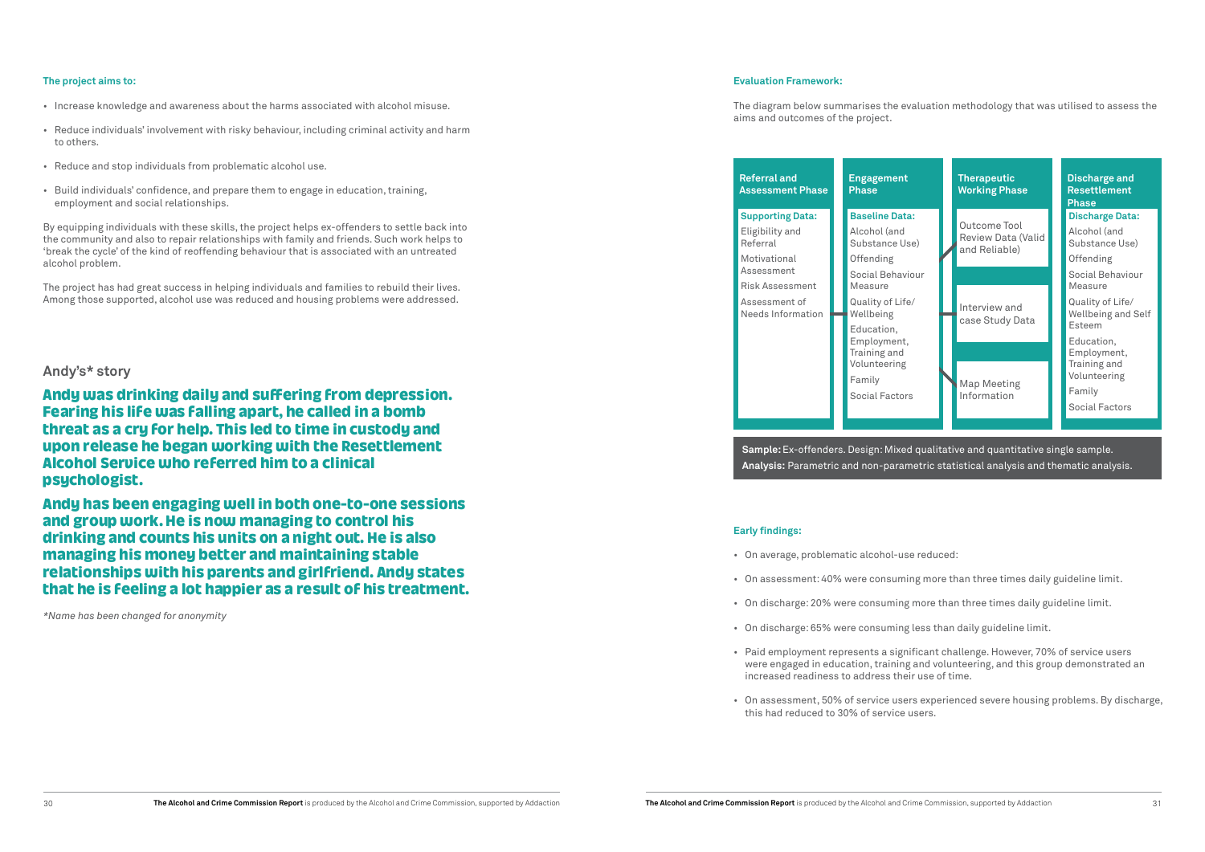**The project aims to:**

- Increase knowledge and awareness about the harms associated with alcohol misuse.
- Reduce individuals' involvement with risky behaviour, including criminal activity and harm to others.
- Reduce and stop individuals from problematic alcohol use.
- Build individuals' confidence, and prepare them to engage in education, training, employment and social relationships.

By equipping individuals with these skills, the project helps ex-offenders to settle back into the community and also to repair relationships with family and friends. Such work helps to 'break the cycle' of the kind of reoffending behaviour that is associated with an untreated alcohol problem.

The project has had great success in helping individuals and families to rebuild their lives. Among those supported, alcohol use was reduced and housing problems were addressed.

## Andy's* story

**Andy was drinking daily and suffering from depression. Fearing his life was falling apart, he called in a bomb threat as a cry for help. This led to time in custody and upon release he began working with the Resettlement Alcohol Service who referred him to a clinical psychologist.**

**Andy has been engaging well in both one-to-one sessions and group work. He is now managing to control his drinking and counts his units on a night out. He is also managing his money better and maintaining stable relationships with his parents and girlfriend. Andy states that he is feeling a lot happier as a result of his treatment.**

*\*Name has been changed for anonymity*

**Evaluation Framework:**

The diagram below summarises the evaluation methodology that was utilised to assess the aims and outcomes of the project.

| Referral and Assessment Phase | Engagement Phase | Therapeutic Working Phase | Discharge and Resettlement Phase |
|---|---|---|---|
| **Supporting Data:**<br>Eligibility and Referral<br>Motivational Assessment<br>Risk Assessment<br>Assessment of Needs Information | **Baseline Data:**<br>Alcohol (and Substance Use)<br>Offending<br>Social Behaviour Measure<br>Quality of Life/ Wellbeing<br>Education, Employment, Training and Volunteering<br>Family<br>Social Factors | Outcome Tool Review Data (Valid and Reliable)<br>Interview and case Study Data<br>Map Meeting Information | **Discharge Data:**<br>Alcohol (and Substance Use)<br>Offending<br>Social Behaviour Measure<br>Quality of Life/ Wellbeing and Self Esteem<br>Education, Employment, Training and Volunteering<br>Family<br>Social Factors |

**Sample:** Ex-offenders. Design: Mixed qualitative and quantitative single sample.
**Analysis:** Parametric and non-parametric statistical analysis and thematic analysis.

**Early findings:**

- On average, problematic alcohol-use reduced:
- On assessment: 40% were consuming more than three times daily guideline limit.
- On discharge: 20% were consuming more than three times daily guideline limit.
- On discharge: 65% were consuming less than daily guideline limit.
- Paid employment represents a significant challenge. However, 70% of service users were engaged in education, training and volunteering, and this group demonstrated an increased readiness to address their use of time.
- On assessment, 50% of service users experienced severe housing problems. By discharge, this had reduced to 30% of service users.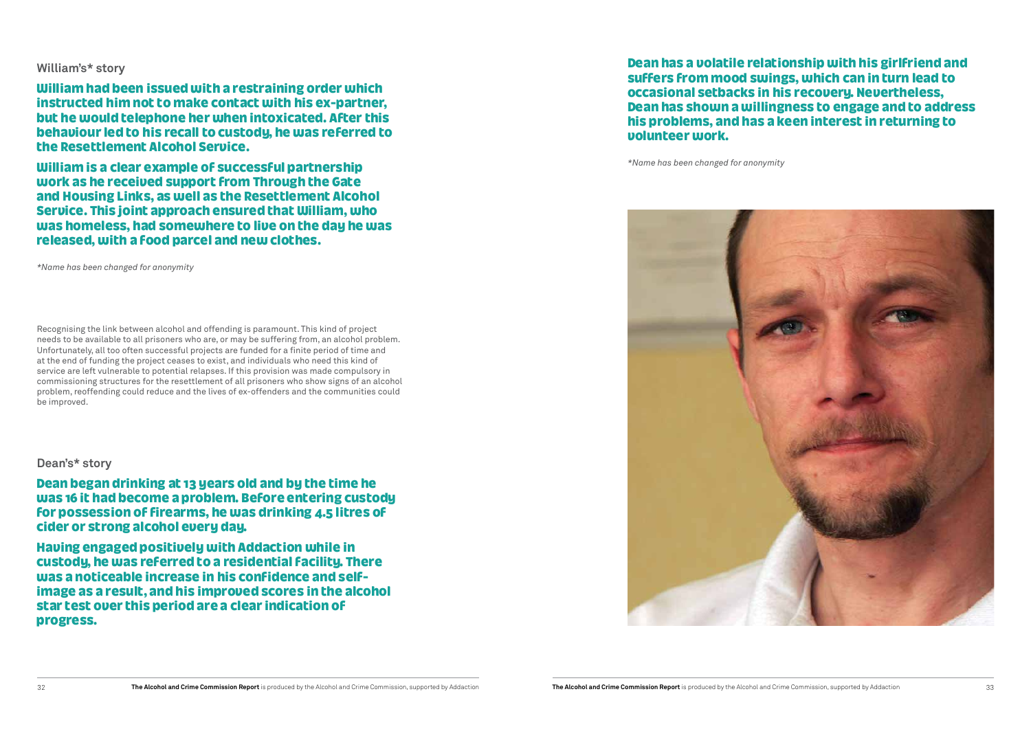### William's* story

**William had been issued with a restraining order which instructed him not to make contact with his ex-partner, but he would telephone her when intoxicated. After this behaviour led to his recall to custody, he was referred to the Resettlement Alcohol Service.**

**William is a clear example of successful partnership work as he received support from Through the Gate and Housing Links, as well as the Resettlement Alcohol Service. This joint approach ensured that William, who was homeless, had somewhere to live on the day he was released, with a food parcel and new clothes.**

*\*Name has been changed for anonymity*

Recognising the link between alcohol and offending is paramount. This kind of project needs to be available to all prisoners who are, or may be suffering from, an alcohol problem. Unfortunately, all too often successful projects are funded for a finite period of time and at the end of funding the project ceases to exist, and individuals who need this kind of service are left vulnerable to potential relapses. If this provision was made compulsory in commissioning structures for the resettlement of all prisoners who show signs of an alcohol problem, reoffending could reduce and the lives of ex-offenders and the communities could be improved.

### Dean's* story

**Dean began drinking at 13 years old and by the time he was 16 it had become a problem. Before entering custody for possession of firearms, he was drinking 4.5 litres of cider or strong alcohol every day.**

**Having engaged positively with Addaction while in custody, he was referred to a residential facility. There was a noticeable increase in his confidence and self-image as a result, and his improved scores in the alcohol star test over this period are a clear indication of progress.**

**Dean has a volatile relationship with his girlfriend and suffers from mood swings, which can in turn lead to occasional setbacks in his recovery. Nevertheless, Dean has shown a willingness to engage and to address his problems, and has a keen interest in returning to volunteer work.**

*\*Name has been changed for anonymity*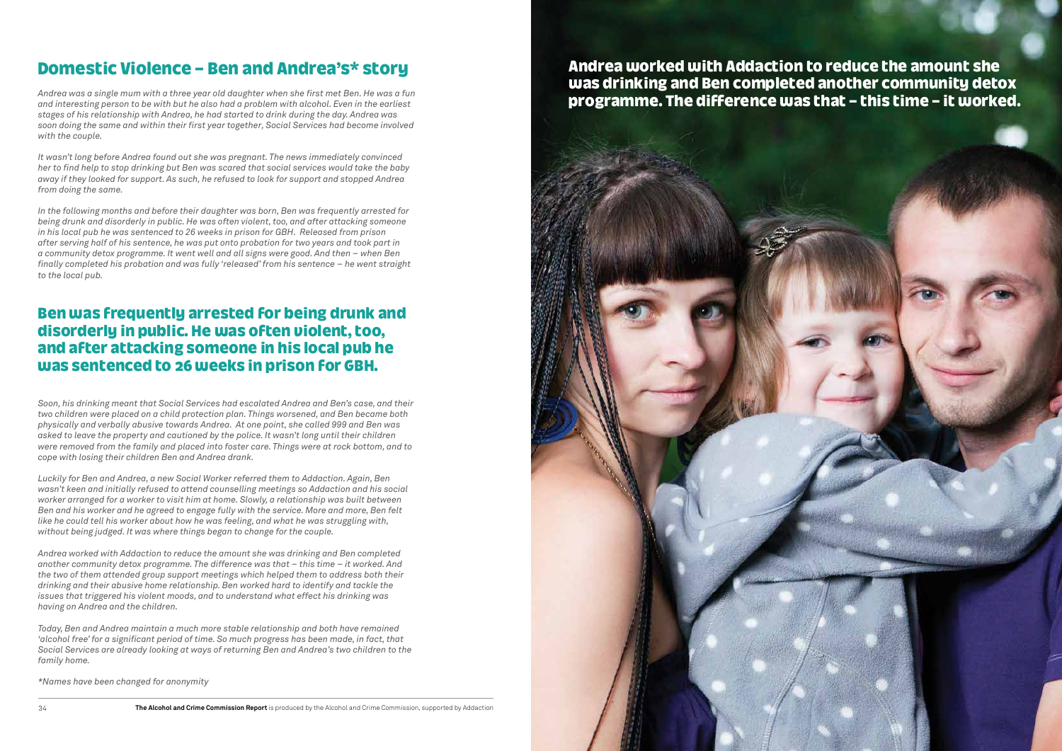## Domestic Violence – Ben and Andrea's* story

*Andrea was a single mum with a three year old daughter when she first met Ben. He was a fun and interesting person to be with but he also had a problem with alcohol. Even in the earliest stages of his relationship with Andrea, he had started to drink during the day. Andrea was soon doing the same and within their first year together, Social Services had become involved with the couple.*

*It wasn't long before Andrea found out she was pregnant. The news immediately convinced her to find help to stop drinking but Ben was scared that social services would take the baby away if they looked for support. As such, he refused to look for support and stopped Andrea from doing the same.*

*In the following months and before their daughter was born, Ben was frequently arrested for being drunk and disorderly in public. He was often violent, too, and after attacking someone in his local pub he was sentenced to 26 weeks in prison for GBH. Released from prison after serving half of his sentence, he was put onto probation for two years and took part in a community detox programme. It went well and all signs were good. And then – when Ben finally completed his probation and was fully 'released' from his sentence – he went straight to the local pub.*

**Ben was frequently arrested for being drunk and disorderly in public. He was often violent, too, and after attacking someone in his local pub he was sentenced to 26 weeks in prison for GBH.**

*Soon, his drinking meant that Social Services had escalated Andrea and Ben's case, and their two children were placed on a child protection plan. Things worsened, and Ben became both physically and verbally abusive towards Andrea. At one point, she called 999 and Ben was asked to leave the property and cautioned by the police. It wasn't long until their children were removed from the family and placed into foster care. Things were at rock bottom, and to cope with losing their children Ben and Andrea drank.*

*Luckily for Ben and Andrea, a new Social Worker referred them to Addaction. Again, Ben wasn't keen and initially refused to attend counselling meetings so Addaction and his social worker arranged for a worker to visit him at home. Slowly, a relationship was built between Ben and his worker and he agreed to engage fully with the service. More and more, Ben felt like he could tell his worker about how he was feeling, and what he was struggling with, without being judged. It was where things began to change for the couple.*

*Andrea worked with Addaction to reduce the amount she was drinking and Ben completed another community detox programme. The difference was that – this time – it worked. And the two of them attended group support meetings which helped them to address both their drinking and their abusive home relationship. Ben worked hard to identify and tackle the issues that triggered his violent moods, and to understand what effect his drinking was having on Andrea and the children.*

*Today, Ben and Andrea maintain a much more stable relationship and both have remained 'alcohol free' for a significant period of time. So much progress has been made, in fact, that Social Services are already looking at ways of returning Ben and Andrea's two children to the family home.*

*\*Names have been changed for anonymity*

**Andrea worked with Addaction to reduce the amount she was drinking and Ben completed another community detox programme. The difference was that – this time – it worked.**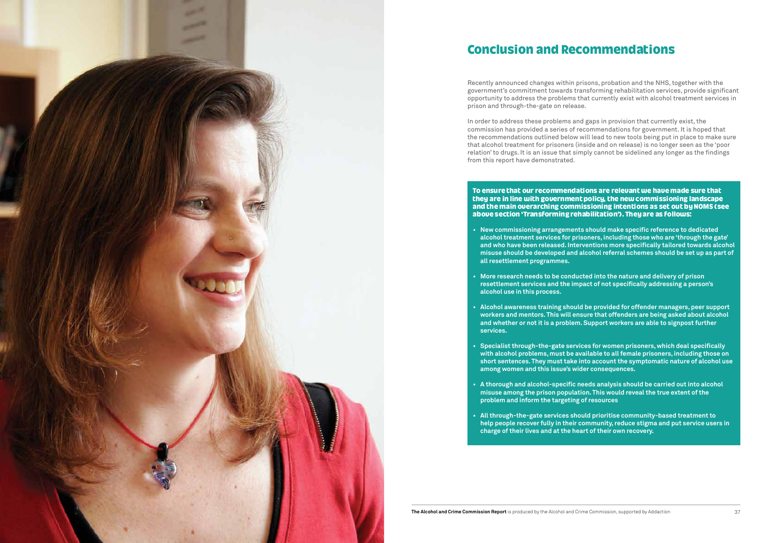# Conclusion and Recommendations

Recently announced changes within prisons, probation and the NHS, together with the government's commitment towards transforming rehabilitation services, provide significant opportunity to address the problems that currently exist with alcohol treatment services in prison and through-the-gate on release.

In order to address these problems and gaps in provision that currently exist, the commission has provided a series of recommendations for government. It is hoped that the recommendations outlined below will lead to new tools being put in place to make sure that alcohol treatment for prisoners (inside and on release) is no longer seen as the 'poor relation' to drugs. It is an issue that simply cannot be sidelined any longer as the findings from this report have demonstrated.

**To ensure that our recommendations are relevant we have made sure that they are in line with government policy, the new commissioning landscape and the main overarching commissioning intentions as set out by NOMS (see above section 'Transforming rehabilitation'). They are as follows:**

- **New commissioning arrangements should make specific reference to dedicated alcohol treatment services for prisoners, including those who are 'through the gate' and who have been released. Interventions more specifically tailored towards alcohol misuse should be developed and alcohol referral schemes should be set up as part of all resettlement programmes.**
- **More research needs to be conducted into the nature and delivery of prison resettlement services and the impact of not specifically addressing a person's alcohol use in this process.**
- **Alcohol awareness training should be provided for offender managers, peer support workers and mentors. This will ensure that offenders are being asked about alcohol and whether or not it is a problem. Support workers are able to signpost further services.**
- **Specialist through-the-gate services for women prisoners, which deal specifically with alcohol problems, must be available to all female prisoners, including those on short sentences. They must take into account the symptomatic nature of alcohol use among women and this issue's wider consequences.**
- **A thorough and alcohol-specific needs analysis should be carried out into alcohol misuse among the prison population. This would reveal the true extent of the problem and inform the targeting of resources**
- **All through-the-gate services should prioritise community-based treatment to help people recover fully in their community, reduce stigma and put service users in charge of their lives and at the heart of their own recovery.**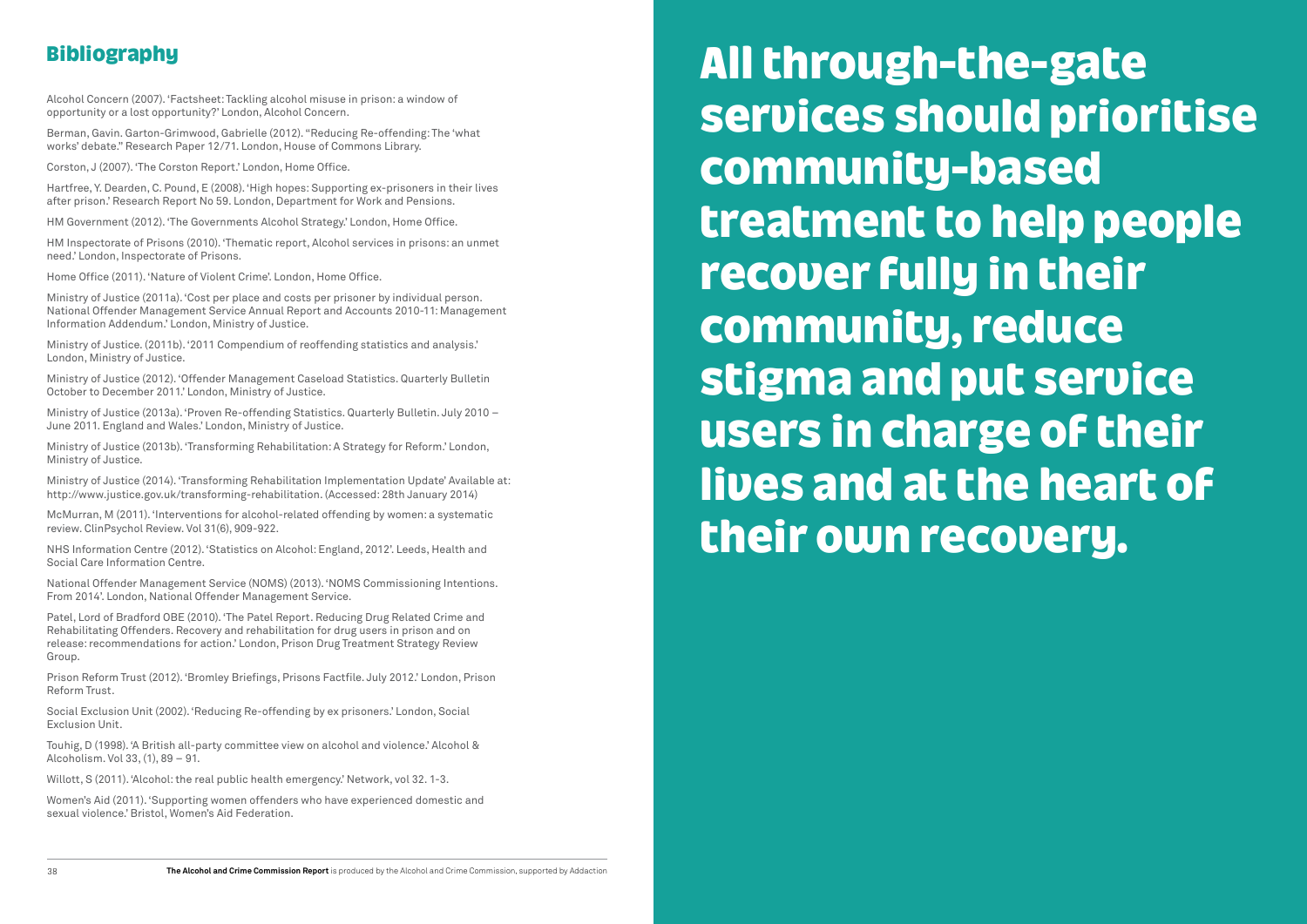## Bibliography

Alcohol Concern (2007). 'Factsheet: Tackling alcohol misuse in prison: a window of opportunity or a lost opportunity?' London, Alcohol Concern.

Berman, Gavin. Garton-Grimwood, Gabrielle (2012). "Reducing Re-offending: The 'what works' debate." Research Paper 12/71. London, House of Commons Library.

Corston, J (2007). 'The Corston Report.' London, Home Office.

Hartfree, Y. Dearden, C. Pound, E (2008). 'High hopes: Supporting ex-prisoners in their lives after prison.' Research Report No 59. London, Department for Work and Pensions.

HM Government (2012). 'The Governments Alcohol Strategy.' London, Home Office.

HM Inspectorate of Prisons (2010). 'Thematic report, Alcohol services in prisons: an unmet need.' London, Inspectorate of Prisons.

Home Office (2011). 'Nature of Violent Crime'. London, Home Office.

Ministry of Justice (2011a). 'Cost per place and costs per prisoner by individual person. National Offender Management Service Annual Report and Accounts 2010-11: Management Information Addendum.' London, Ministry of Justice.

Ministry of Justice. (2011b). '2011 Compendium of reoffending statistics and analysis.' London, Ministry of Justice.

Ministry of Justice (2012). 'Offender Management Caseload Statistics. Quarterly Bulletin October to December 2011.' London, Ministry of Justice.

Ministry of Justice (2013a). 'Proven Re-offending Statistics. Quarterly Bulletin. July 2010 – June 2011. England and Wales.' London, Ministry of Justice.

Ministry of Justice (2013b). 'Transforming Rehabilitation: A Strategy for Reform.' London, Ministry of Justice.

Ministry of Justice (2014). 'Transforming Rehabilitation Implementation Update' Available at: http://www.justice.gov.uk/transforming-rehabilitation. (Accessed: 28th January 2014)

McMurran, M (2011). 'Interventions for alcohol-related offending by women: a systematic review. ClinPsychol Review. Vol 31(6), 909-922.

NHS Information Centre (2012). 'Statistics on Alcohol: England, 2012'. Leeds, Health and Social Care Information Centre.

National Offender Management Service (NOMS) (2013). 'NOMS Commissioning Intentions. From 2014'. London, National Offender Management Service.

Patel, Lord of Bradford OBE (2010). 'The Patel Report. Reducing Drug Related Crime and Rehabilitating Offenders. Recovery and rehabilitation for drug users in prison and on release: recommendations for action.' London, Prison Drug Treatment Strategy Review Group.

Prison Reform Trust (2012). 'Bromley Briefings, Prisons Factfile. July 2012.' London, Prison Reform Trust.

Social Exclusion Unit (2002). 'Reducing Re-offending by ex prisoners.' London, Social Exclusion Unit.

Touhig, D (1998). 'A British all-party committee view on alcohol and violence.' Alcohol & Alcoholism. Vol 33, (1), 89 – 91.

Willott, S (2011). 'Alcohol: the real public health emergency.' Network, vol 32. 1-3.

Women's Aid (2011). 'Supporting women offenders who have experienced domestic and sexual violence.' Bristol, Women's Aid Federation.

**All through-the-gate services should prioritise community-based treatment to help people recover fully in their community, reduce stigma and put service users in charge of their lives and at the heart of their own recovery.**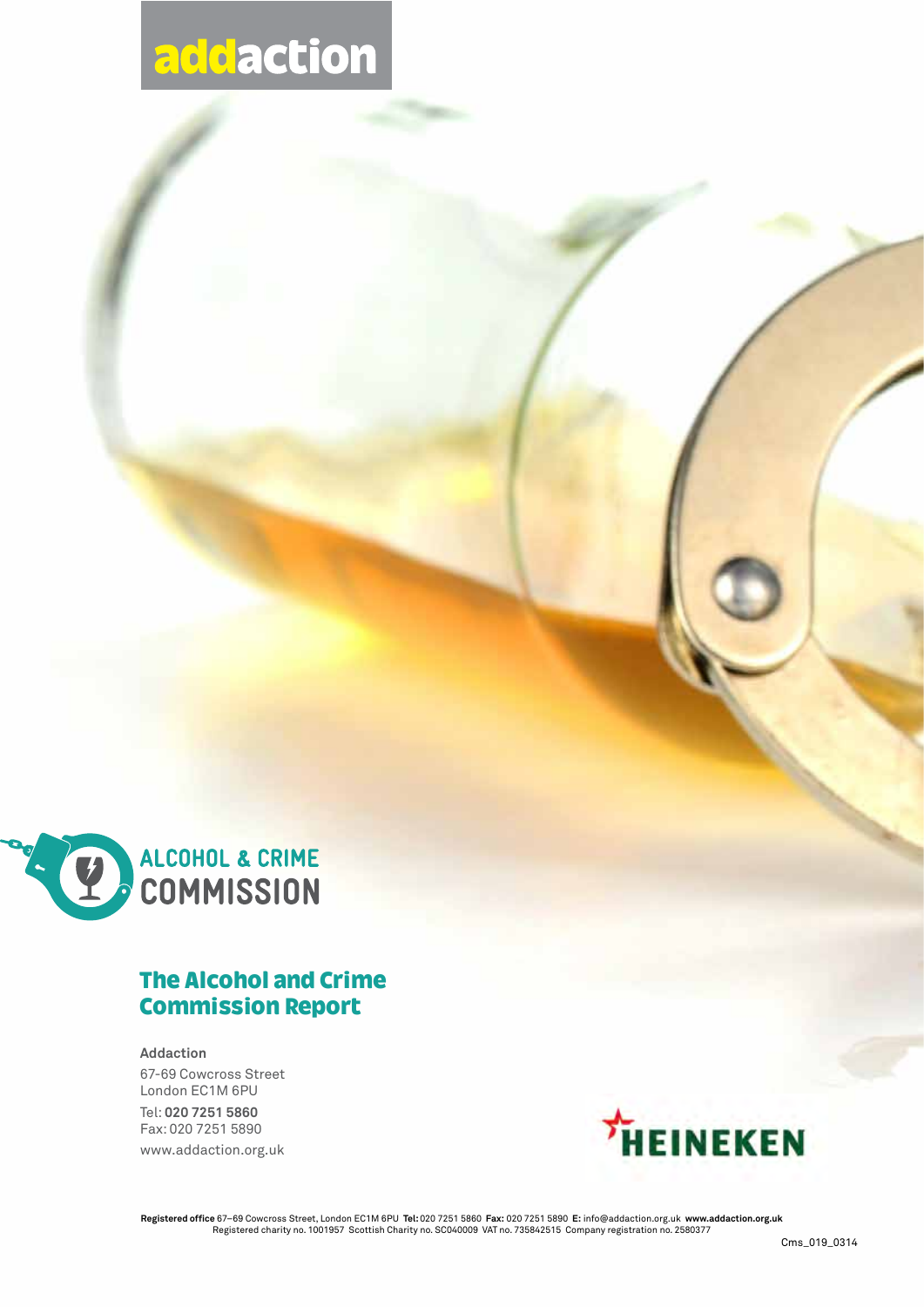addaction

ALCOHOL & CRIME COMMISSION

## The Alcohol and Crime Commission Report

**Addaction**
67-69 Cowcross Street
London EC1M 6PU
Tel: **020 7251 5860**
Fax: 020 7251 5890
www.addaction.org.uk

HEINEKEN

**Registered office** 67–69 Cowcross Street, London EC1M 6PU **Tel:** 020 7251 5860 **Fax:** 020 7251 5890 **E:** info@addaction.org.uk **www.addaction.org.uk**
Registered charity no. 1001957 Scottish Charity no. SC040009 VAT no. 735842515 Company registration no. 2580377

Cms_019_0314